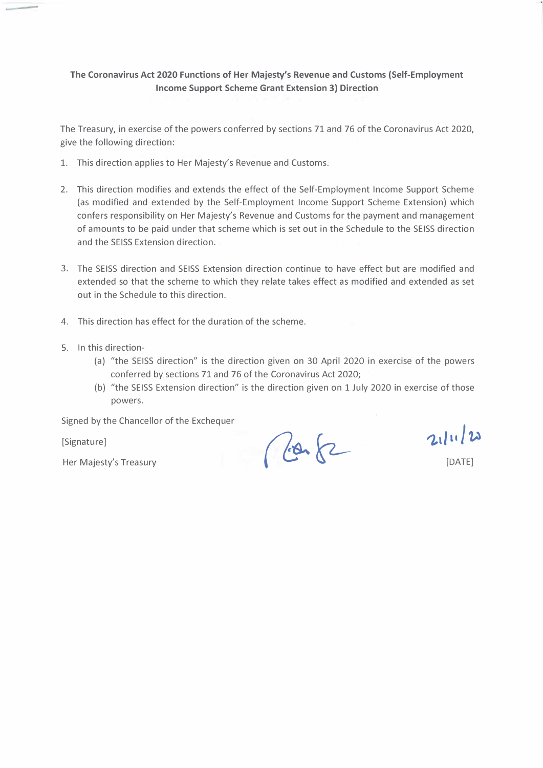**The Coronavirus Act 2020 Functions of Her Majesty's Revenue and Customs (Self-Employment Income Support Scheme Grant Extension 3) Direction**

The Treasury, in exercise of the powers conferred by sections 71 and 76 of the Coronavirus Act 2020, give the following direction:

1. This direction applies to Her Majesty's Revenue and Customs.

2. This direction modifies and extends the effect of the Self-Employment Income Support Scheme (as modified and extended by the Self-Employment Income Support Scheme Extension) which confers responsibility on Her Majesty's Revenue and Customs for the payment and management of amounts to be paid under that scheme which is set out in the Schedule to the SEISS direction and the SEISS Extension direction.

3. The SEISS direction and SEISS Extension direction continue to have effect but are modified and extended so that the scheme to which they relate takes effect as modified and extended as set out in the Schedule to this direction.

4. This direction has effect for the duration of the scheme.

5. In this direction-
   (a) "the SEISS direction" is the direction given on 30 April 2020 in exercise of the powers conferred by sections 71 and 76 of the Coronavirus Act 2020;
   (b) "the SEISS Extension direction" is the direction given on 1 July 2020 in exercise of those powers.

Signed by the Chancellor of the Exchequer

[Signature]

Her Majesty's Treasury

21/11/20

[DATE]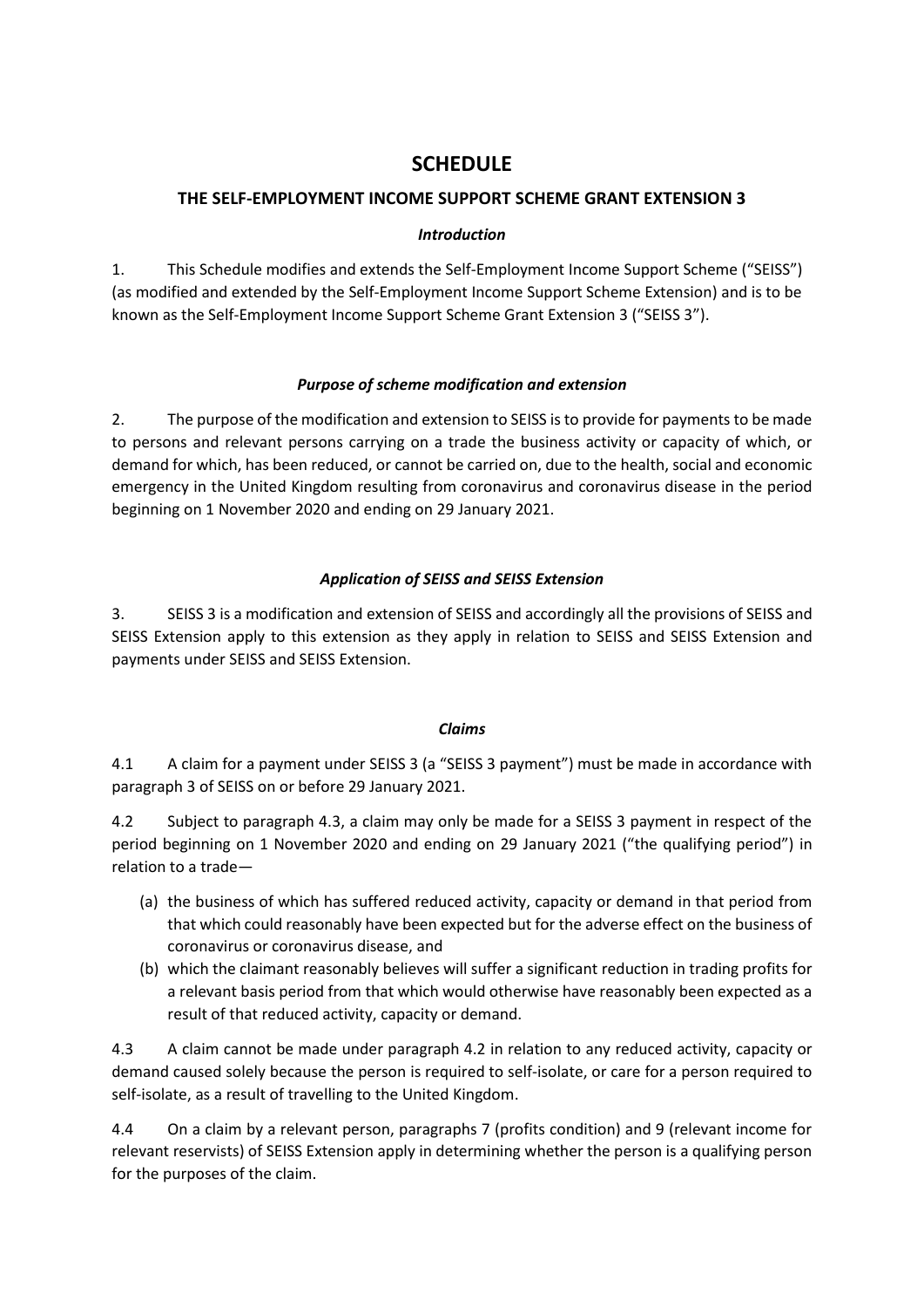# SCHEDULE

## THE SELF-EMPLOYMENT INCOME SUPPORT SCHEME GRANT EXTENSION 3

### *Introduction*

1. This Schedule modifies and extends the Self-Employment Income Support Scheme ("SEISS") (as modified and extended by the Self-Employment Income Support Scheme Extension) and is to be known as the Self-Employment Income Support Scheme Grant Extension 3 ("SEISS 3").

### *Purpose of scheme modification and extension*

2. The purpose of the modification and extension to SEISS is to provide for payments to be made to persons and relevant persons carrying on a trade the business activity or capacity of which, or demand for which, has been reduced, or cannot be carried on, due to the health, social and economic emergency in the United Kingdom resulting from coronavirus and coronavirus disease in the period beginning on 1 November 2020 and ending on 29 January 2021.

### *Application of SEISS and SEISS Extension*

3. SEISS 3 is a modification and extension of SEISS and accordingly all the provisions of SEISS and SEISS Extension apply to this extension as they apply in relation to SEISS and SEISS Extension and payments under SEISS and SEISS Extension.

### *Claims*

4.1 A claim for a payment under SEISS 3 (a "SEISS 3 payment") must be made in accordance with paragraph 3 of SEISS on or before 29 January 2021.

4.2 Subject to paragraph 4.3, a claim may only be made for a SEISS 3 payment in respect of the period beginning on 1 November 2020 and ending on 29 January 2021 ("the qualifying period") in relation to a trade—

(a) the business of which has suffered reduced activity, capacity or demand in that period from that which could reasonably have been expected but for the adverse effect on the business of coronavirus or coronavirus disease, and

(b) which the claimant reasonably believes will suffer a significant reduction in trading profits for a relevant basis period from that which would otherwise have reasonably been expected as a result of that reduced activity, capacity or demand.

4.3 A claim cannot be made under paragraph 4.2 in relation to any reduced activity, capacity or demand caused solely because the person is required to self-isolate, or care for a person required to self-isolate, as a result of travelling to the United Kingdom.

4.4 On a claim by a relevant person, paragraphs 7 (profits condition) and 9 (relevant income for relevant reservists) of SEISS Extension apply in determining whether the person is a qualifying person for the purposes of the claim.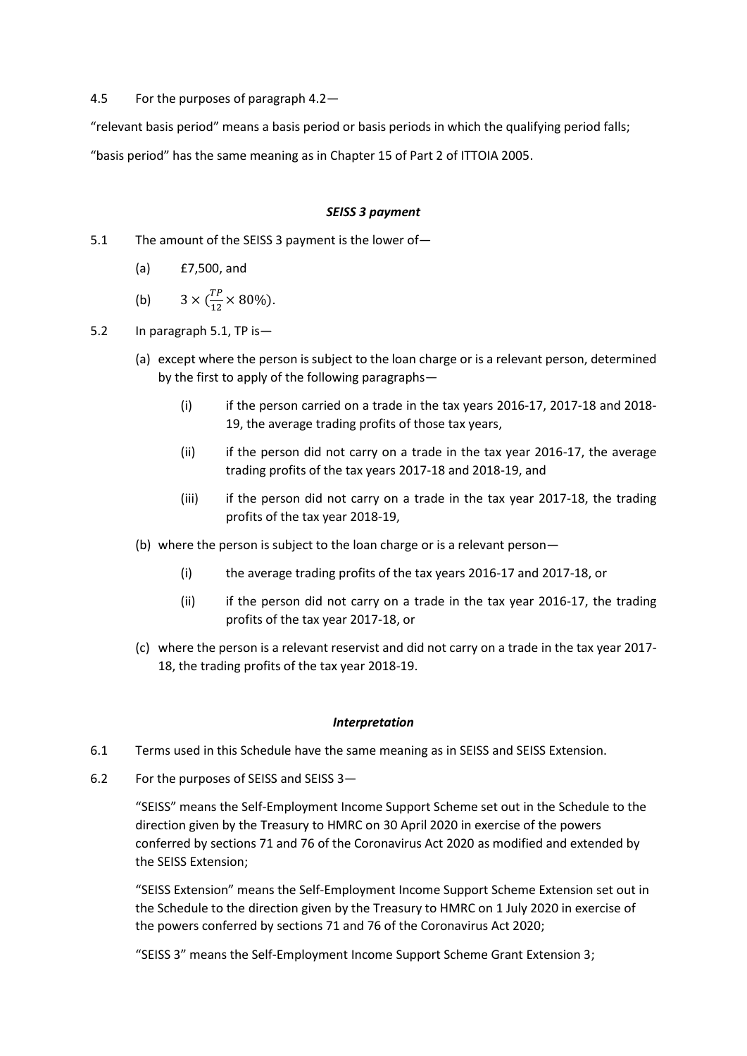4.5 For the purposes of paragraph 4.2—

"relevant basis period" means a basis period or basis periods in which the qualifying period falls;

"basis period" has the same meaning as in Chapter 15 of Part 2 of ITTOIA 2005.

### *SEISS 3 payment*

5.1 The amount of the SEISS 3 payment is the lower of—

(a) £7,500, and

(b) $3 \times (\frac{TP}{12} \times 80\%)$.

5.2 In paragraph 5.1, TP is—

(a) except where the person is subject to the loan charge or is a relevant person, determined by the first to apply of the following paragraphs—

(i) if the person carried on a trade in the tax years 2016-17, 2017-18 and 2018-19, the average trading profits of those tax years,

(ii) if the person did not carry on a trade in the tax year 2016-17, the average trading profits of the tax years 2017-18 and 2018-19, and

(iii) if the person did not carry on a trade in the tax year 2017-18, the trading profits of the tax year 2018-19,

(b) where the person is subject to the loan charge or is a relevant person—

(i) the average trading profits of the tax years 2016-17 and 2017-18, or

(ii) if the person did not carry on a trade in the tax year 2016-17, the trading profits of the tax year 2017-18, or

(c) where the person is a relevant reservist and did not carry on a trade in the tax year 2017-18, the trading profits of the tax year 2018-19.

### *Interpretation*

6.1 Terms used in this Schedule have the same meaning as in SEISS and SEISS Extension.

6.2 For the purposes of SEISS and SEISS 3—

"SEISS" means the Self-Employment Income Support Scheme set out in the Schedule to the direction given by the Treasury to HMRC on 30 April 2020 in exercise of the powers conferred by sections 71 and 76 of the Coronavirus Act 2020 as modified and extended by the SEISS Extension;

"SEISS Extension" means the Self-Employment Income Support Scheme Extension set out in the Schedule to the direction given by the Treasury to HMRC on 1 July 2020 in exercise of the powers conferred by sections 71 and 76 of the Coronavirus Act 2020;

"SEISS 3" means the Self-Employment Income Support Scheme Grant Extension 3;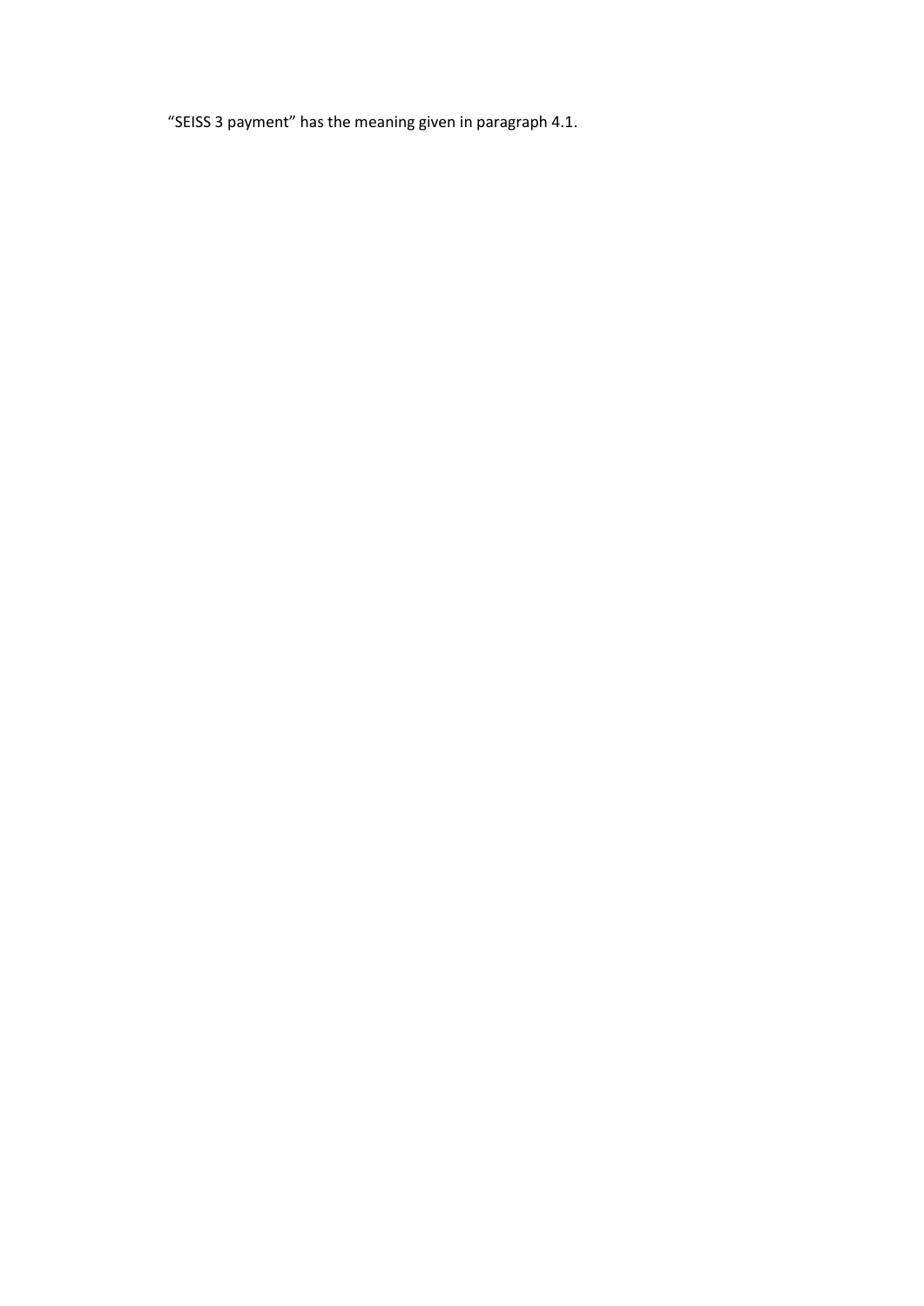“SEISS 3 payment” has the meaning given in paragraph 4.1.